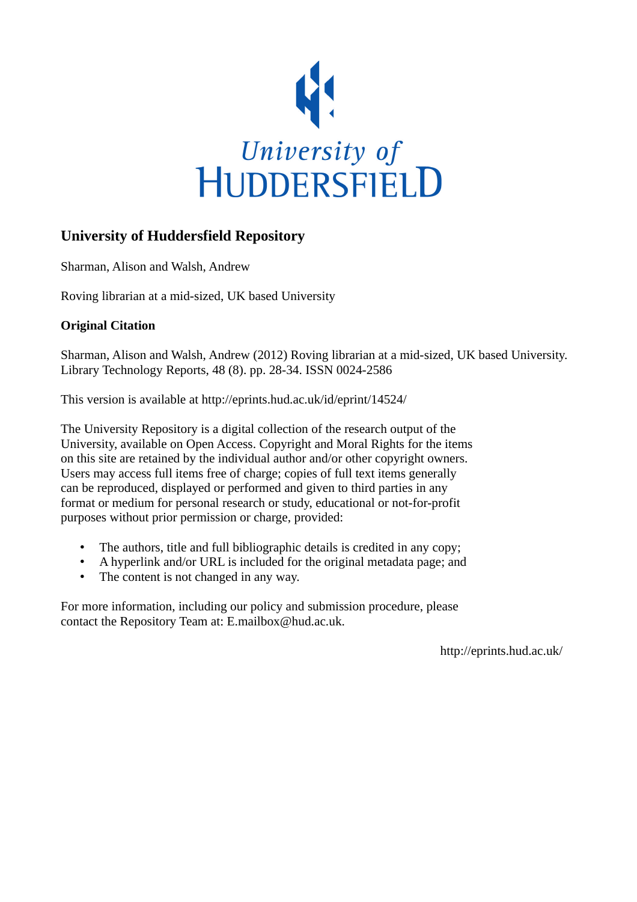University of Huddersfield

## University of Huddersfield Repository

Sharman, Alison and Walsh, Andrew

Roving librarian at a mid-sized, UK based University

### Original Citation

Sharman, Alison and Walsh, Andrew (2012) Roving librarian at a mid-sized, UK based University. Library Technology Reports, 48 (8). pp. 28-34. ISSN 0024-2586

This version is available at http://eprints.hud.ac.uk/id/eprint/14524/

The University Repository is a digital collection of the research output of the University, available on Open Access. Copyright and Moral Rights for the items on this site are retained by the individual author and/or other copyright owners. Users may access full items free of charge; copies of full text items generally can be reproduced, displayed or performed and given to third parties in any format or medium for personal research or study, educational or not-for-profit purposes without prior permission or charge, provided:

- The authors, title and full bibliographic details is credited in any copy;
- A hyperlink and/or URL is included for the original metadata page; and
- The content is not changed in any way.

For more information, including our policy and submission procedure, please contact the Repository Team at: E.mailbox@hud.ac.uk.

http://eprints.hud.ac.uk/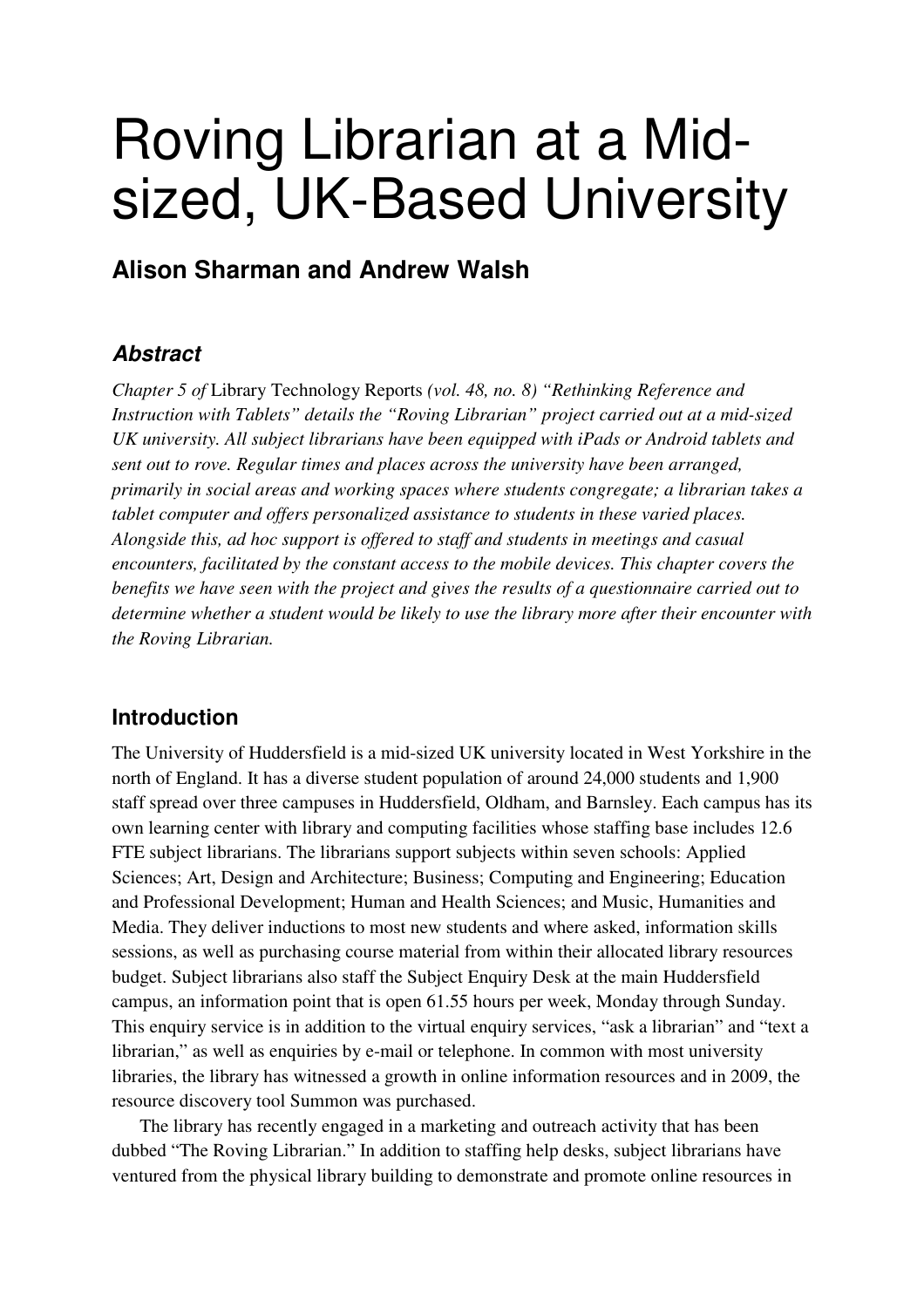# Roving Librarian at a Mid-sized, UK-Based University

**Alison Sharman and Andrew Walsh**

### *Abstract*

*Chapter 5 of* Library Technology Reports *(vol. 48, no. 8) "Rethinking Reference and Instruction with Tablets" details the "Roving Librarian" project carried out at a mid-sized UK university. All subject librarians have been equipped with iPads or Android tablets and sent out to rove. Regular times and places across the university have been arranged, primarily in social areas and working spaces where students congregate; a librarian takes a tablet computer and offers personalized assistance to students in these varied places. Alongside this, ad hoc support is offered to staff and students in meetings and casual encounters, facilitated by the constant access to the mobile devices. This chapter covers the benefits we have seen with the project and gives the results of a questionnaire carried out to determine whether a student would be likely to use the library more after their encounter with the Roving Librarian.*

### Introduction

The University of Huddersfield is a mid-sized UK university located in West Yorkshire in the north of England. It has a diverse student population of around 24,000 students and 1,900 staff spread over three campuses in Huddersfield, Oldham, and Barnsley. Each campus has its own learning center with library and computing facilities whose staffing base includes 12.6 FTE subject librarians. The librarians support subjects within seven schools: Applied Sciences; Art, Design and Architecture; Business; Computing and Engineering; Education and Professional Development; Human and Health Sciences; and Music, Humanities and Media. They deliver inductions to most new students and where asked, information skills sessions, as well as purchasing course material from within their allocated library resources budget. Subject librarians also staff the Subject Enquiry Desk at the main Huddersfield campus, an information point that is open 61.55 hours per week, Monday through Sunday. This enquiry service is in addition to the virtual enquiry services, "ask a librarian" and "text a librarian," as well as enquiries by e-mail or telephone. In common with most university libraries, the library has witnessed a growth in online information resources and in 2009, the resource discovery tool Summon was purchased.

The library has recently engaged in a marketing and outreach activity that has been dubbed "The Roving Librarian." In addition to staffing help desks, subject librarians have ventured from the physical library building to demonstrate and promote online resources in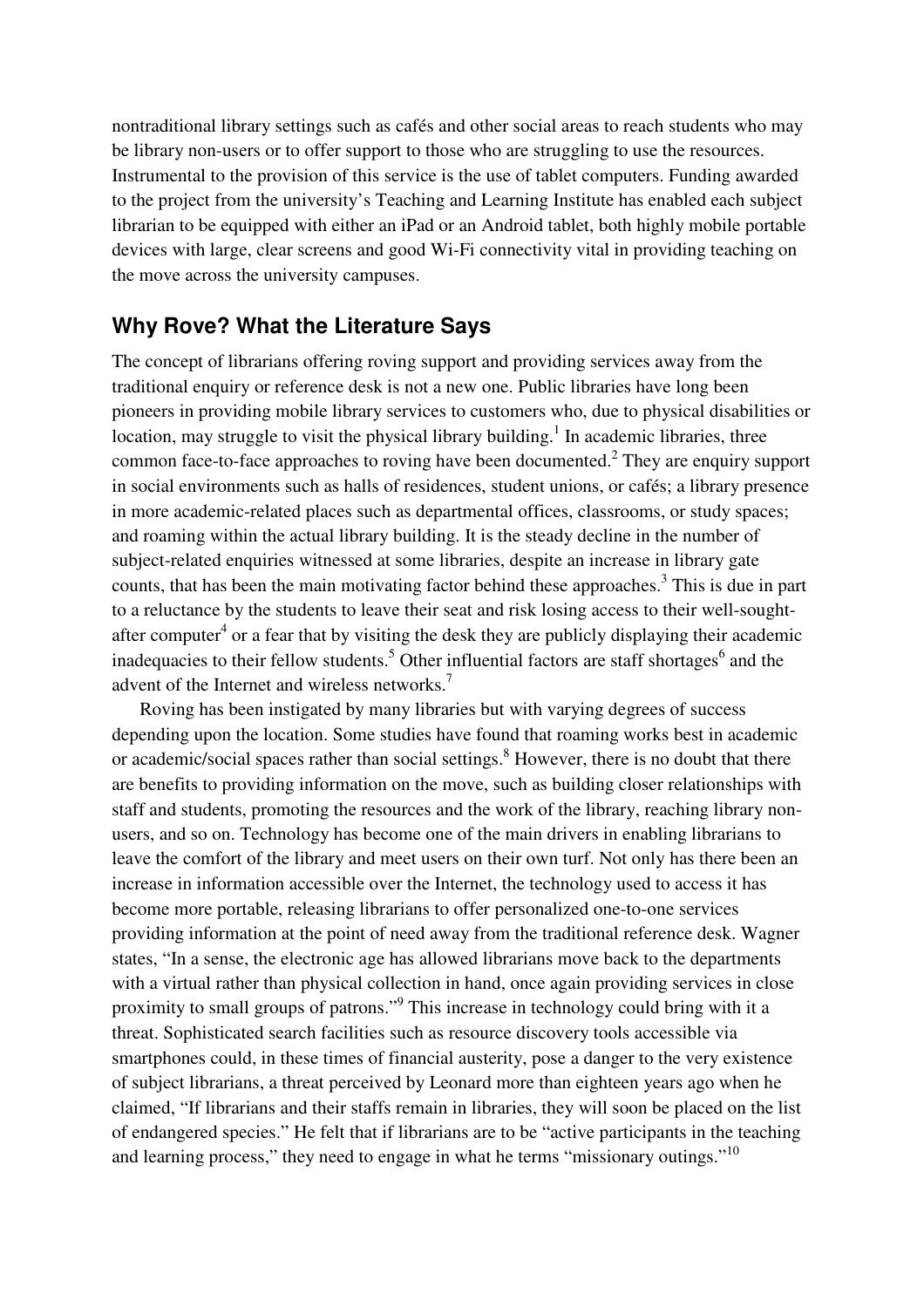nontraditional library settings such as cafés and other social areas to reach students who may be library non-users or to offer support to those who are struggling to use the resources. Instrumental to the provision of this service is the use of tablet computers. Funding awarded to the project from the university's Teaching and Learning Institute has enabled each subject librarian to be equipped with either an iPad or an Android tablet, both highly mobile portable devices with large, clear screens and good Wi-Fi connectivity vital in providing teaching on the move across the university campuses.

## Why Rove? What the Literature Says

The concept of librarians offering roving support and providing services away from the traditional enquiry or reference desk is not a new one. Public libraries have long been pioneers in providing mobile library services to customers who, due to physical disabilities or location, may struggle to visit the physical library building.[1] In academic libraries, three common face-to-face approaches to roving have been documented.[2] They are enquiry support in social environments such as halls of residences, student unions, or cafés; a library presence in more academic-related places such as departmental offices, classrooms, or study spaces; and roaming within the actual library building. It is the steady decline in the number of subject-related enquiries witnessed at some libraries, despite an increase in library gate counts, that has been the main motivating factor behind these approaches.[3] This is due in part to a reluctance by the students to leave their seat and risk losing access to their well-sought-after computer[4] or a fear that by visiting the desk they are publicly displaying their academic inadequacies to their fellow students.[5] Other influential factors are staff shortages[6] and the advent of the Internet and wireless networks.[7]

Roving has been instigated by many libraries but with varying degrees of success depending upon the location. Some studies have found that roaming works best in academic or academic/social spaces rather than social settings.[8] However, there is no doubt that there are benefits to providing information on the move, such as building closer relationships with staff and students, promoting the resources and the work of the library, reaching library non-users, and so on. Technology has become one of the main drivers in enabling librarians to leave the comfort of the library and meet users on their own turf. Not only has there been an increase in information accessible over the Internet, the technology used to access it has become more portable, releasing librarians to offer personalized one-to-one services providing information at the point of need away from the traditional reference desk. Wagner states, "In a sense, the electronic age has allowed librarians move back to the departments with a virtual rather than physical collection in hand, once again providing services in close proximity to small groups of patrons."[9] This increase in technology could bring with it a threat. Sophisticated search facilities such as resource discovery tools accessible via smartphones could, in these times of financial austerity, pose a danger to the very existence of subject librarians, a threat perceived by Leonard more than eighteen years ago when he claimed, "If librarians and their staffs remain in libraries, they will soon be placed on the list of endangered species." He felt that if librarians are to be "active participants in the teaching and learning process," they need to engage in what he terms "missionary outings."[10]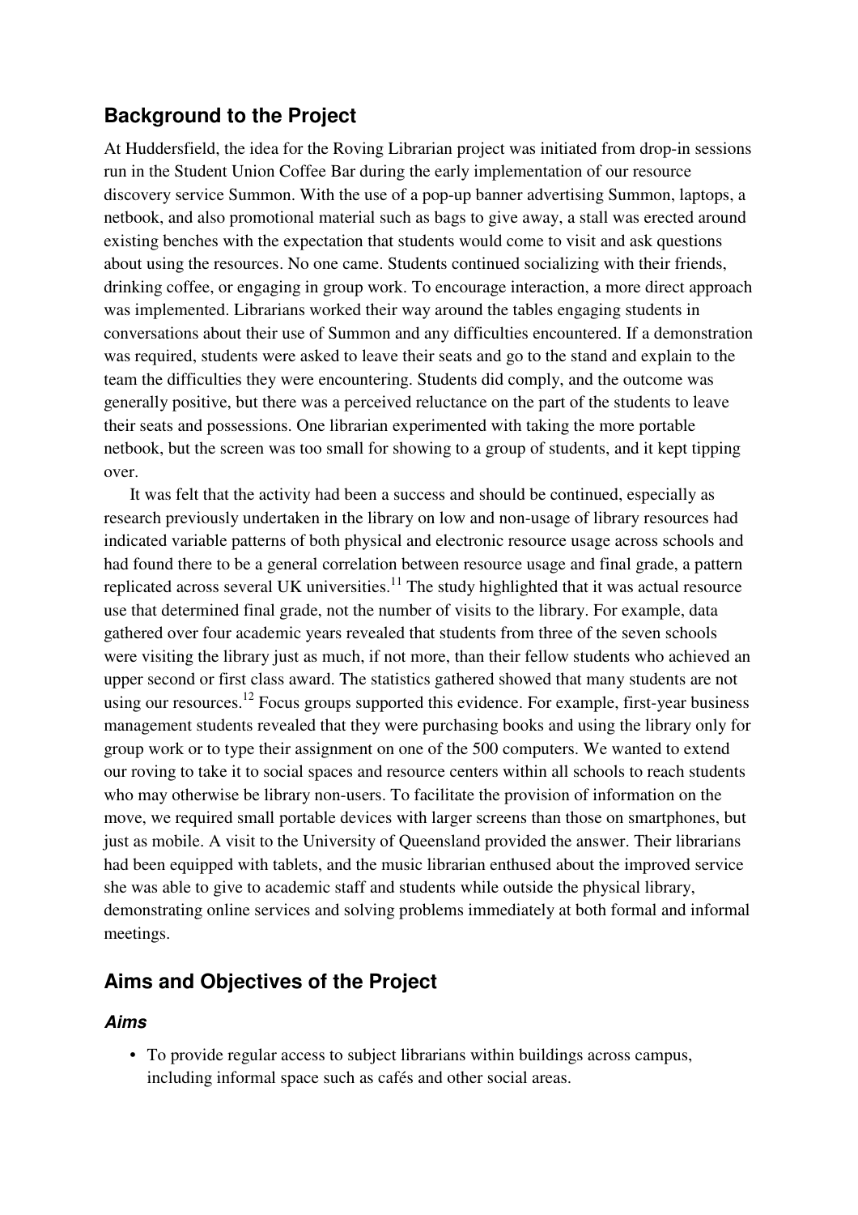## Background to the Project

At Huddersfield, the idea for the Roving Librarian project was initiated from drop-in sessions run in the Student Union Coffee Bar during the early implementation of our resource discovery service Summon. With the use of a pop-up banner advertising Summon, laptops, a netbook, and also promotional material such as bags to give away, a stall was erected around existing benches with the expectation that students would come to visit and ask questions about using the resources. No one came. Students continued socializing with their friends, drinking coffee, or engaging in group work. To encourage interaction, a more direct approach was implemented. Librarians worked their way around the tables engaging students in conversations about their use of Summon and any difficulties encountered. If a demonstration was required, students were asked to leave their seats and go to the stand and explain to the team the difficulties they were encountering. Students did comply, and the outcome was generally positive, but there was a perceived reluctance on the part of the students to leave their seats and possessions. One librarian experimented with taking the more portable netbook, but the screen was too small for showing to a group of students, and it kept tipping over.

It was felt that the activity had been a success and should be continued, especially as research previously undertaken in the library on low and non-usage of library resources had indicated variable patterns of both physical and electronic resource usage across schools and had found there to be a general correlation between resource usage and final grade, a pattern replicated across several UK universities.[11] The study highlighted that it was actual resource use that determined final grade, not the number of visits to the library. For example, data gathered over four academic years revealed that students from three of the seven schools were visiting the library just as much, if not more, than their fellow students who achieved an upper second or first class award. The statistics gathered showed that many students are not using our resources.[12] Focus groups supported this evidence. For example, first-year business management students revealed that they were purchasing books and using the library only for group work or to type their assignment on one of the 500 computers. We wanted to extend our roving to take it to social spaces and resource centers within all schools to reach students who may otherwise be library non-users. To facilitate the provision of information on the move, we required small portable devices with larger screens than those on smartphones, but just as mobile. A visit to the University of Queensland provided the answer. Their librarians had been equipped with tablets, and the music librarian enthused about the improved service she was able to give to academic staff and students while outside the physical library, demonstrating online services and solving problems immediately at both formal and informal meetings.

## Aims and Objectives of the Project

### *Aims*

- To provide regular access to subject librarians within buildings across campus, including informal space such as cafés and other social areas.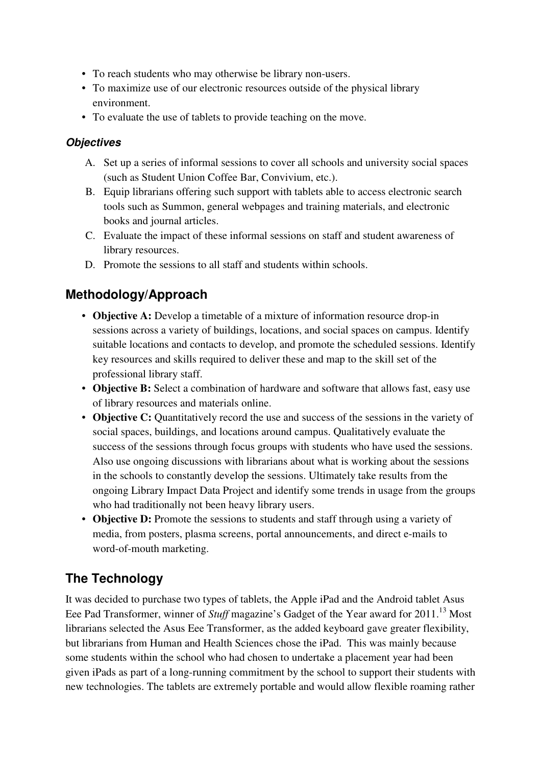- To reach students who may otherwise be library non-users.
- To maximize use of our electronic resources outside of the physical library environment.
- To evaluate the use of tablets to provide teaching on the move.

### *Objectives*

A. Set up a series of informal sessions to cover all schools and university social spaces (such as Student Union Coffee Bar, Convivium, etc.).
B. Equip librarians offering such support with tablets able to access electronic search tools such as Summon, general webpages and training materials, and electronic books and journal articles.
C. Evaluate the impact of these informal sessions on staff and student awareness of library resources.
D. Promote the sessions to all staff and students within schools.

## Methodology/Approach

- **Objective A:** Develop a timetable of a mixture of information resource drop-in sessions across a variety of buildings, locations, and social spaces on campus. Identify suitable locations and contacts to develop, and promote the scheduled sessions. Identify key resources and skills required to deliver these and map to the skill set of the professional library staff.
- **Objective B:** Select a combination of hardware and software that allows fast, easy use of library resources and materials online.
- **Objective C:** Quantitatively record the use and success of the sessions in the variety of social spaces, buildings, and locations around campus. Qualitatively evaluate the success of the sessions through focus groups with students who have used the sessions. Also use ongoing discussions with librarians about what is working about the sessions in the schools to constantly develop the sessions. Ultimately take results from the ongoing Library Impact Data Project and identify some trends in usage from the groups who had traditionally not been heavy library users.
- **Objective D:** Promote the sessions to students and staff through using a variety of media, from posters, plasma screens, portal announcements, and direct e-mails to word-of-mouth marketing.

## The Technology

It was decided to purchase two types of tablets, the Apple iPad and the Android tablet Asus Eee Pad Transformer, winner of *Stuff* magazine's Gadget of the Year award for 2011.[13] Most librarians selected the Asus Eee Transformer, as the added keyboard gave greater flexibility, but librarians from Human and Health Sciences chose the iPad. This was mainly because some students within the school who had chosen to undertake a placement year had been given iPads as part of a long-running commitment by the school to support their students with new technologies. The tablets are extremely portable and would allow flexible roaming rather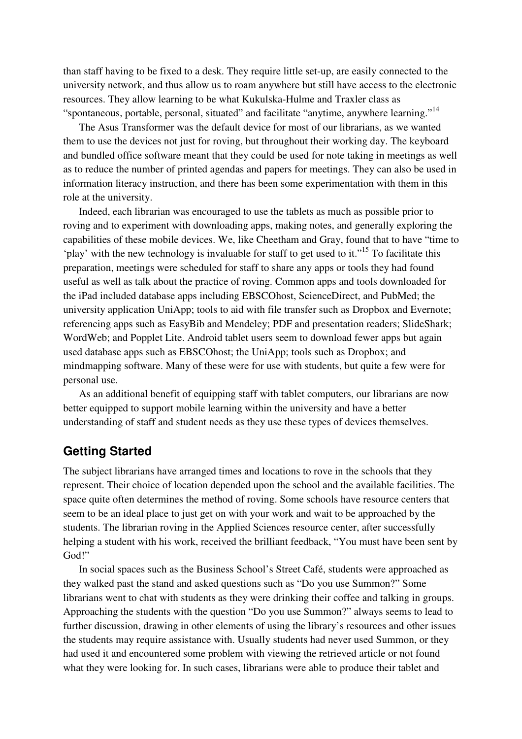than staff having to be fixed to a desk. They require little set-up, are easily connected to the university network, and thus allow us to roam anywhere but still have access to the electronic resources. They allow learning to be what Kukulska-Hulme and Traxler class as "spontaneous, portable, personal, situated" and facilitate "anytime, anywhere learning."[14]

The Asus Transformer was the default device for most of our librarians, as we wanted them to use the devices not just for roving, but throughout their working day. The keyboard and bundled office software meant that they could be used for note taking in meetings as well as to reduce the number of printed agendas and papers for meetings. They can also be used in information literacy instruction, and there has been some experimentation with them in this role at the university.

Indeed, each librarian was encouraged to use the tablets as much as possible prior to roving and to experiment with downloading apps, making notes, and generally exploring the capabilities of these mobile devices. We, like Cheetham and Gray, found that to have "time to 'play' with the new technology is invaluable for staff to get used to it."[15] To facilitate this preparation, meetings were scheduled for staff to share any apps or tools they had found useful as well as talk about the practice of roving. Common apps and tools downloaded for the iPad included database apps including EBSCOhost, ScienceDirect, and PubMed; the university application UniApp; tools to aid with file transfer such as Dropbox and Evernote; referencing apps such as EasyBib and Mendeley; PDF and presentation readers; SlideShark; WordWeb; and Popplet Lite. Android tablet users seem to download fewer apps but again used database apps such as EBSCOhost; the UniApp; tools such as Dropbox; and mindmapping software. Many of these were for use with students, but quite a few were for personal use.

As an additional benefit of equipping staff with tablet computers, our librarians are now better equipped to support mobile learning within the university and have a better understanding of staff and student needs as they use these types of devices themselves.

## Getting Started

The subject librarians have arranged times and locations to rove in the schools that they represent. Their choice of location depended upon the school and the available facilities. The space quite often determines the method of roving. Some schools have resource centers that seem to be an ideal place to just get on with your work and wait to be approached by the students. The librarian roving in the Applied Sciences resource center, after successfully helping a student with his work, received the brilliant feedback, "You must have been sent by God!"

In social spaces such as the Business School's Street Café, students were approached as they walked past the stand and asked questions such as "Do you use Summon?" Some librarians went to chat with students as they were drinking their coffee and talking in groups. Approaching the students with the question "Do you use Summon?" always seems to lead to further discussion, drawing in other elements of using the library's resources and other issues the students may require assistance with. Usually students had never used Summon, or they had used it and encountered some problem with viewing the retrieved article or not found what they were looking for. In such cases, librarians were able to produce their tablet and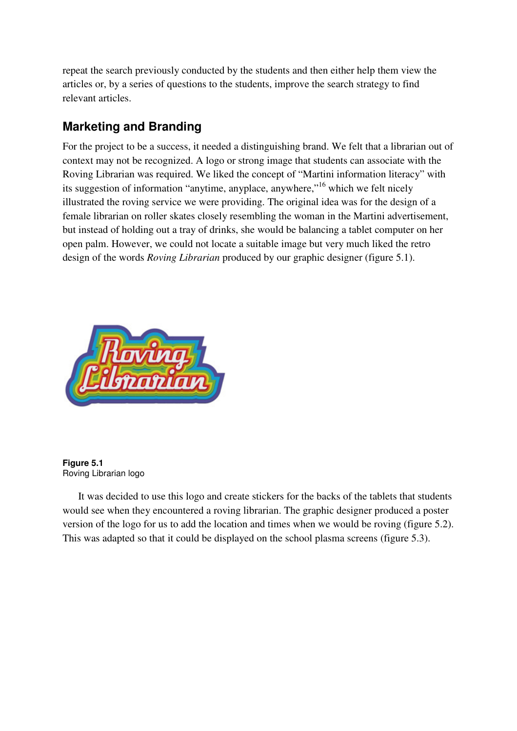repeat the search previously conducted by the students and then either help them view the articles or, by a series of questions to the students, improve the search strategy to find relevant articles.

## Marketing and Branding

For the project to be a success, it needed a distinguishing brand. We felt that a librarian out of context may not be recognized. A logo or strong image that students can associate with the Roving Librarian was required. We liked the concept of "Martini information literacy" with its suggestion of information "anytime, anyplace, anywhere,"[16] which we felt nicely illustrated the roving service we were providing. The original idea was for the design of a female librarian on roller skates closely resembling the woman in the Martini advertisement, but instead of holding out a tray of drinks, she would be balancing a tablet computer on her open palm. However, we could not locate a suitable image but very much liked the retro design of the words *Roving Librarian* produced by our graphic designer (figure 5.1).

**Figure 5.1**
Roving Librarian logo

It was decided to use this logo and create stickers for the backs of the tablets that students would see when they encountered a roving librarian. The graphic designer produced a poster version of the logo for us to add the location and times when we would be roving (figure 5.2). This was adapted so that it could be displayed on the school plasma screens (figure 5.3).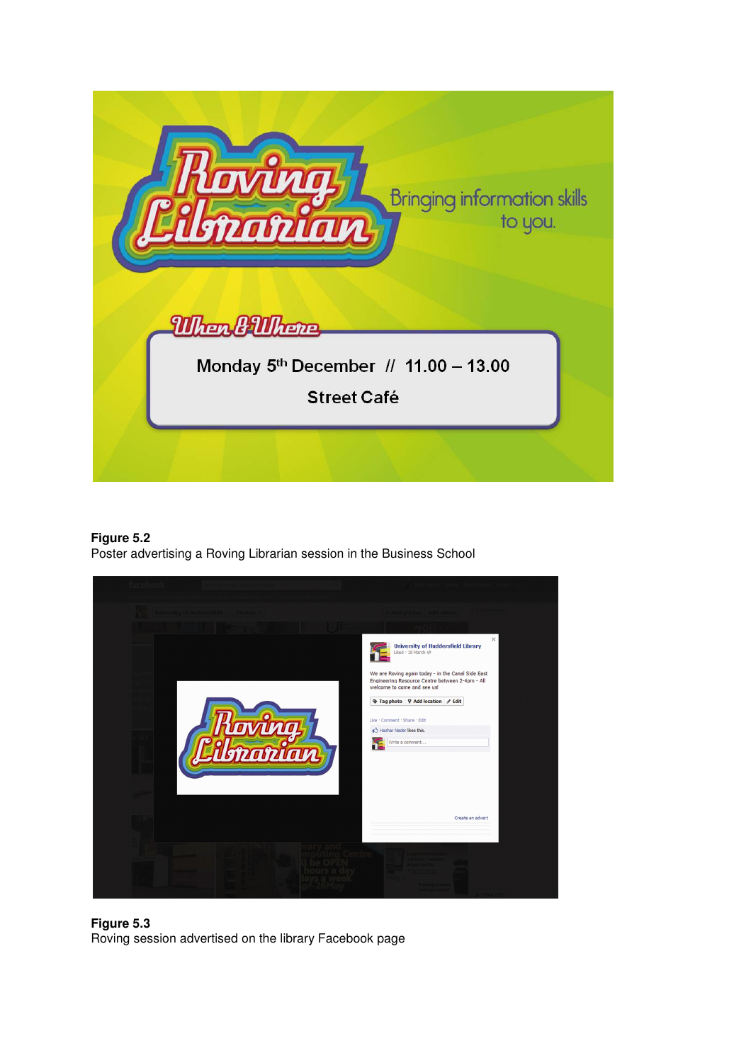**Figure 5.2**
Poster advertising a Roving Librarian session in the Business School

**Figure 5.3**
Roving session advertised on the library Facebook page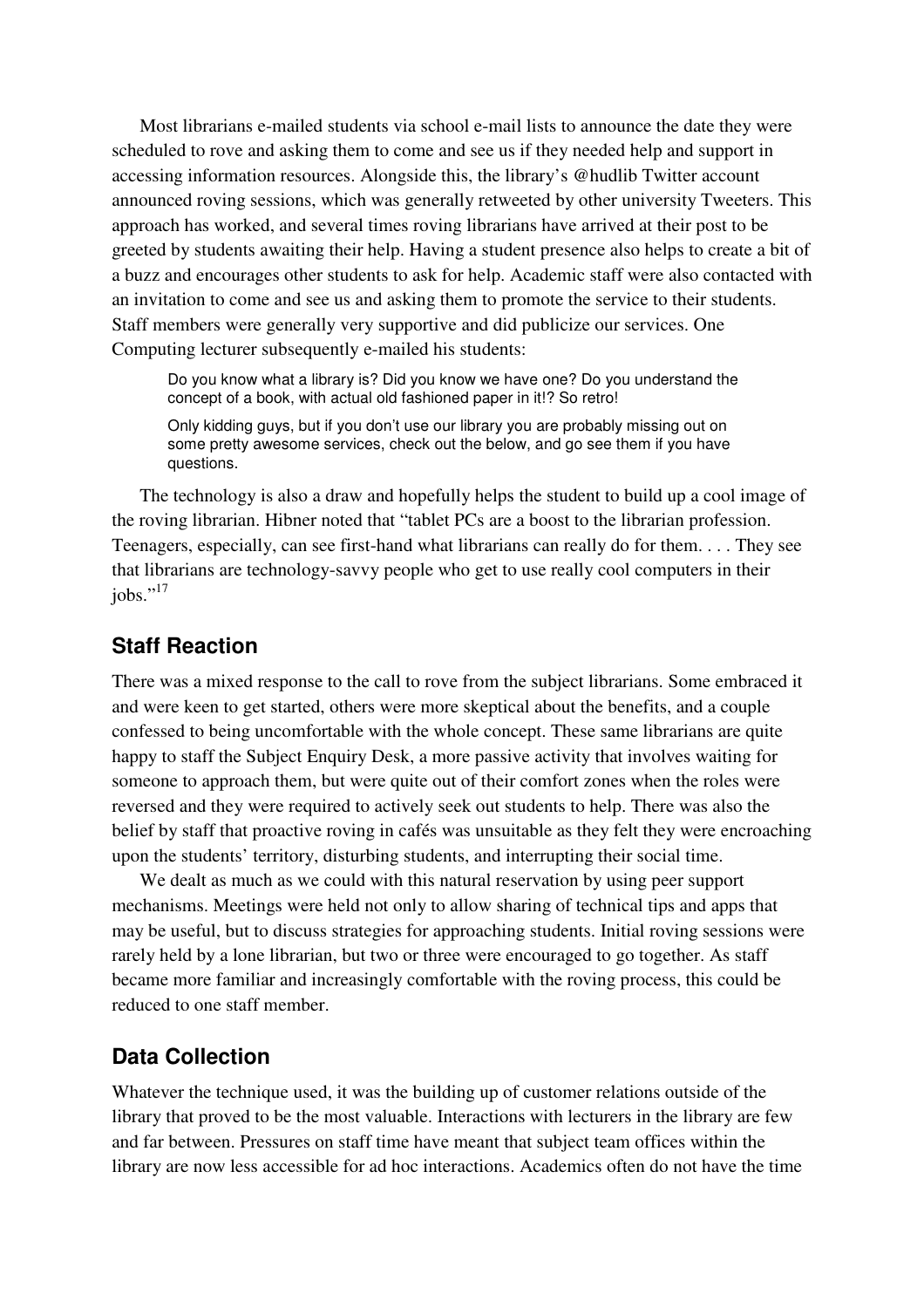Most librarians e-mailed students via school e-mail lists to announce the date they were scheduled to rove and asking them to come and see us if they needed help and support in accessing information resources. Alongside this, the library's @hudlib Twitter account announced roving sessions, which was generally retweeted by other university Tweeters. This approach has worked, and several times roving librarians have arrived at their post to be greeted by students awaiting their help. Having a student presence also helps to create a bit of a buzz and encourages other students to ask for help. Academic staff were also contacted with an invitation to come and see us and asking them to promote the service to their students. Staff members were generally very supportive and did publicize our services. One Computing lecturer subsequently e-mailed his students:

> Do you know what a library is? Did you know we have one? Do you understand the concept of a book, with actual old fashioned paper in it!? So retro!
>
> Only kidding guys, but if you don't use our library you are probably missing out on some pretty awesome services, check out the below, and go see them if you have questions.

The technology is also a draw and hopefully helps the student to build up a cool image of the roving librarian. Hibner noted that "tablet PCs are a boost to the librarian profession. Teenagers, especially, can see first-hand what librarians can really do for them. . . . They see that librarians are technology-savvy people who get to use really cool computers in their jobs."[17]

## Staff Reaction

There was a mixed response to the call to rove from the subject librarians. Some embraced it and were keen to get started, others were more skeptical about the benefits, and a couple confessed to being uncomfortable with the whole concept. These same librarians are quite happy to staff the Subject Enquiry Desk, a more passive activity that involves waiting for someone to approach them, but were quite out of their comfort zones when the roles were reversed and they were required to actively seek out students to help. There was also the belief by staff that proactive roving in cafés was unsuitable as they felt they were encroaching upon the students' territory, disturbing students, and interrupting their social time.

We dealt as much as we could with this natural reservation by using peer support mechanisms. Meetings were held not only to allow sharing of technical tips and apps that may be useful, but to discuss strategies for approaching students. Initial roving sessions were rarely held by a lone librarian, but two or three were encouraged to go together. As staff became more familiar and increasingly comfortable with the roving process, this could be reduced to one staff member.

## Data Collection

Whatever the technique used, it was the building up of customer relations outside of the library that proved to be the most valuable. Interactions with lecturers in the library are few and far between. Pressures on staff time have meant that subject team offices within the library are now less accessible for ad hoc interactions. Academics often do not have the time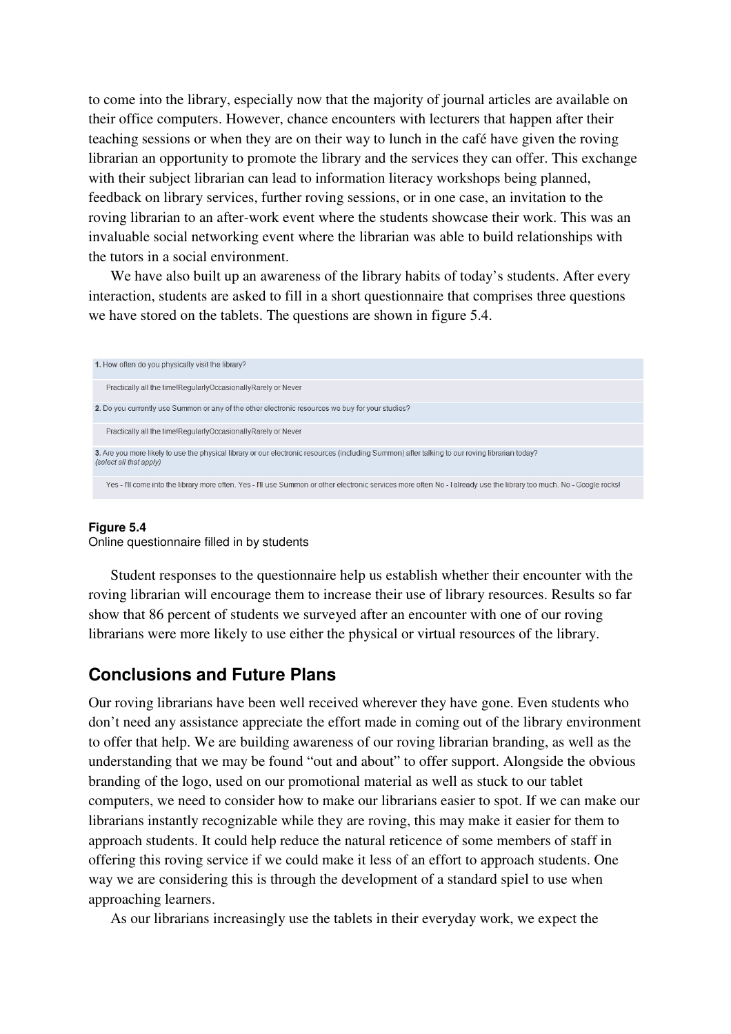to come into the library, especially now that the majority of journal articles are available on their office computers. However, chance encounters with lecturers that happen after their teaching sessions or when they are on their way to lunch in the café have given the roving librarian an opportunity to promote the library and the services they can offer. This exchange with their subject librarian can lead to information literacy workshops being planned, feedback on library services, further roving sessions, or in one case, an invitation to the roving librarian to an after-work event where the students showcase their work. This was an invaluable social networking event where the librarian was able to build relationships with the tutors in a social environment.

We have also built up an awareness of the library habits of today's students. After every interaction, students are asked to fill in a short questionnaire that comprises three questions we have stored on the tablets. The questions are shown in figure 5.4.

| |
|---|
| **1.** How often do you physically visit the library? |
| Practically all the time!RegularlyOccasionallyRarely or Never |
| **2.** Do you currently use Summon or any of the other electronic resources we buy for your studies? |
| Practically all the time!RegularlyOccasionallyRarely or Never |
| **3.** Are you more likely to use the physical library or our electronic resources (including Summon) after talking to our roving librarian today? *(select all that apply)* |
| Yes - I'll come into the library more often. Yes - I'll use Summon or other electronic services more often No - I already use the library too much. No - Google rocks! |

**Figure 5.4**
Online questionnaire filled in by students

Student responses to the questionnaire help us establish whether their encounter with the roving librarian will encourage them to increase their use of library resources. Results so far show that 86 percent of students we surveyed after an encounter with one of our roving librarians were more likely to use either the physical or virtual resources of the library.

## Conclusions and Future Plans

Our roving librarians have been well received wherever they have gone. Even students who don't need any assistance appreciate the effort made in coming out of the library environment to offer that help. We are building awareness of our roving librarian branding, as well as the understanding that we may be found "out and about" to offer support. Alongside the obvious branding of the logo, used on our promotional material as well as stuck to our tablet computers, we need to consider how to make our librarians easier to spot. If we can make our librarians instantly recognizable while they are roving, this may make it easier for them to approach students. It could help reduce the natural reticence of some members of staff in offering this roving service if we could make it less of an effort to approach students. One way we are considering this is through the development of a standard spiel to use when approaching learners.

As our librarians increasingly use the tablets in their everyday work, we expect the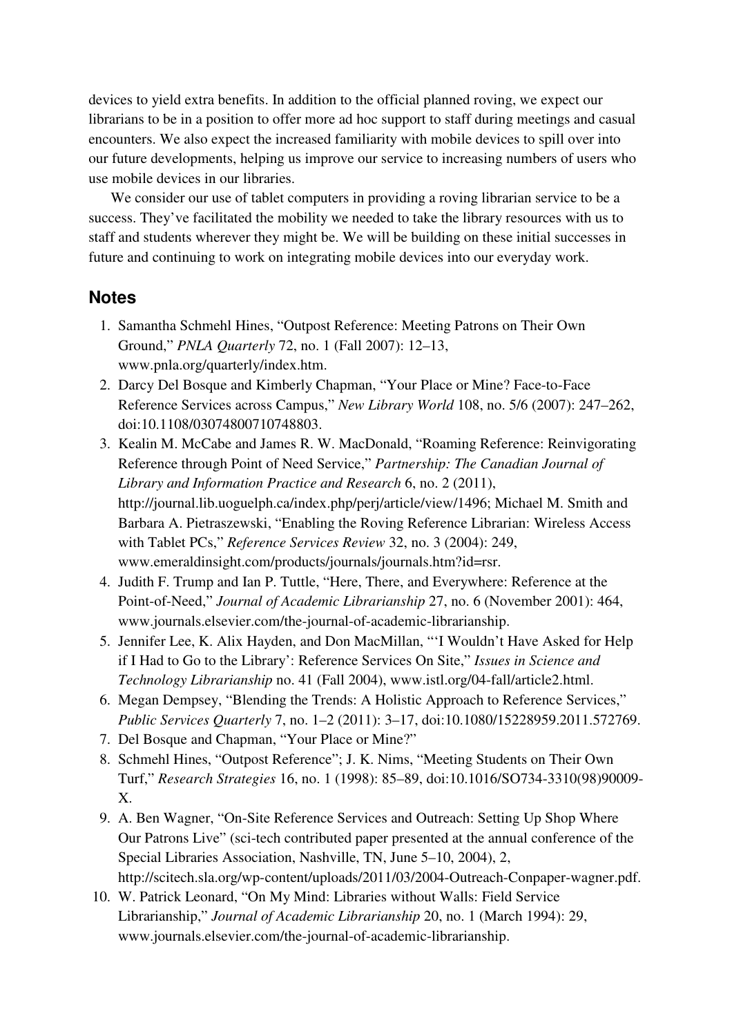devices to yield extra benefits. In addition to the official planned roving, we expect our librarians to be in a position to offer more ad hoc support to staff during meetings and casual encounters. We also expect the increased familiarity with mobile devices to spill over into our future developments, helping us improve our service to increasing numbers of users who use mobile devices in our libraries.

We consider our use of tablet computers in providing a roving librarian service to be a success. They've facilitated the mobility we needed to take the library resources with us to staff and students wherever they might be. We will be building on these initial successes in future and continuing to work on integrating mobile devices into our everyday work.

## Notes

1. Samantha Schmehl Hines, "Outpost Reference: Meeting Patrons on Their Own Ground," *PNLA Quarterly* 72, no. 1 (Fall 2007): 12–13, www.pnla.org/quarterly/index.htm.
2. Darcy Del Bosque and Kimberly Chapman, "Your Place or Mine? Face-to-Face Reference Services across Campus," *New Library World* 108, no. 5/6 (2007): 247–262, doi:10.1108/03074800710748803.
3. Kealin M. McCabe and James R. W. MacDonald, "Roaming Reference: Reinvigorating Reference through Point of Need Service," *Partnership: The Canadian Journal of Library and Information Practice and Research* 6, no. 2 (2011), http://journal.lib.uoguelph.ca/index.php/perj/article/view/1496; Michael M. Smith and Barbara A. Pietraszewski, "Enabling the Roving Reference Librarian: Wireless Access with Tablet PCs," *Reference Services Review* 32, no. 3 (2004): 249, www.emeraldinsight.com/products/journals/journals.htm?id=rsr.
4. Judith F. Trump and Ian P. Tuttle, "Here, There, and Everywhere: Reference at the Point-of-Need," *Journal of Academic Librarianship* 27, no. 6 (November 2001): 464, www.journals.elsevier.com/the-journal-of-academic-librarianship.
5. Jennifer Lee, K. Alix Hayden, and Don MacMillan, "'I Wouldn't Have Asked for Help if I Had to Go to the Library': Reference Services On Site," *Issues in Science and Technology Librarianship* no. 41 (Fall 2004), www.istl.org/04-fall/article2.html.
6. Megan Dempsey, "Blending the Trends: A Holistic Approach to Reference Services," *Public Services Quarterly* 7, no. 1–2 (2011): 3–17, doi:10.1080/15228959.2011.572769.
7. Del Bosque and Chapman, "Your Place or Mine?"
8. Schmehl Hines, "Outpost Reference"; J. K. Nims, "Meeting Students on Their Own Turf," *Research Strategies* 16, no. 1 (1998): 85–89, doi:10.1016/SO734-3310(98)90009-X.
9. A. Ben Wagner, "On-Site Reference Services and Outreach: Setting Up Shop Where Our Patrons Live" (sci-tech contributed paper presented at the annual conference of the Special Libraries Association, Nashville, TN, June 5–10, 2004), 2, http://scitech.sla.org/wp-content/uploads/2011/03/2004-Outreach-Conpaper-wagner.pdf.
10. W. Patrick Leonard, "On My Mind: Libraries without Walls: Field Service Librarianship," *Journal of Academic Librarianship* 20, no. 1 (March 1994): 29, www.journals.elsevier.com/the-journal-of-academic-librarianship.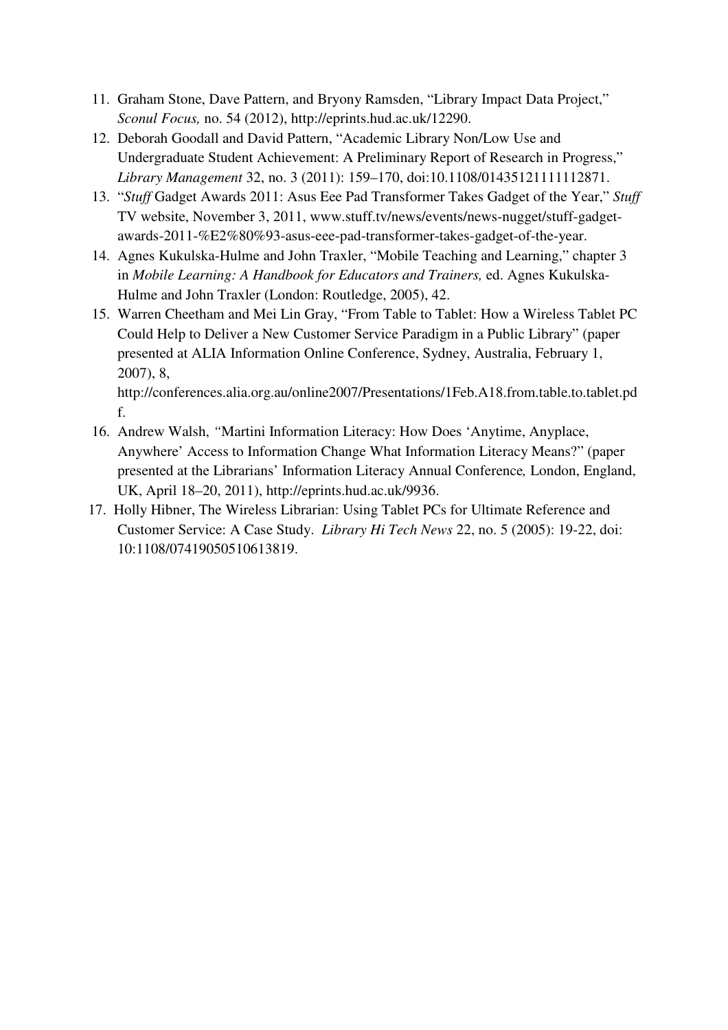11. Graham Stone, Dave Pattern, and Bryony Ramsden, "Library Impact Data Project," *Sconul Focus,* no. 54 (2012), http://eprints.hud.ac.uk/12290.
12. Deborah Goodall and David Pattern, "Academic Library Non/Low Use and Undergraduate Student Achievement: A Preliminary Report of Research in Progress," *Library Management* 32, no. 3 (2011): 159–170, doi:10.1108/01435121111112871.
13. "*Stuff* Gadget Awards 2011: Asus Eee Pad Transformer Takes Gadget of the Year," *Stuff* TV website, November 3, 2011, www.stuff.tv/news/events/news-nugget/stuff-gadget-awards-2011-%E2%80%93-asus-eee-pad-transformer-takes-gadget-of-the-year.
14. Agnes Kukulska-Hulme and John Traxler, "Mobile Teaching and Learning," chapter 3 in *Mobile Learning: A Handbook for Educators and Trainers,* ed. Agnes Kukulska-Hulme and John Traxler (London: Routledge, 2005), 42.
15. Warren Cheetham and Mei Lin Gray, "From Table to Tablet: How a Wireless Tablet PC Could Help to Deliver a New Customer Service Paradigm in a Public Library" (paper presented at ALIA Information Online Conference, Sydney, Australia, February 1, 2007), 8, http://conferences.alia.org.au/online2007/Presentations/1Feb.A18.from.table.to.tablet.pdf.
16. Andrew Walsh, "Martini Information Literacy: How Does 'Anytime, Anyplace, Anywhere' Access to Information Change What Information Literacy Means?" (paper presented at the Librarians' Information Literacy Annual Conference*,* London, England, UK, April 18–20, 2011), http://eprints.hud.ac.uk/9936.
17. Holly Hibner, The Wireless Librarian: Using Tablet PCs for Ultimate Reference and Customer Service: A Case Study. *Library Hi Tech News* 22, no. 5 (2005): 19-22, doi: 10:1108/07419050510613819.